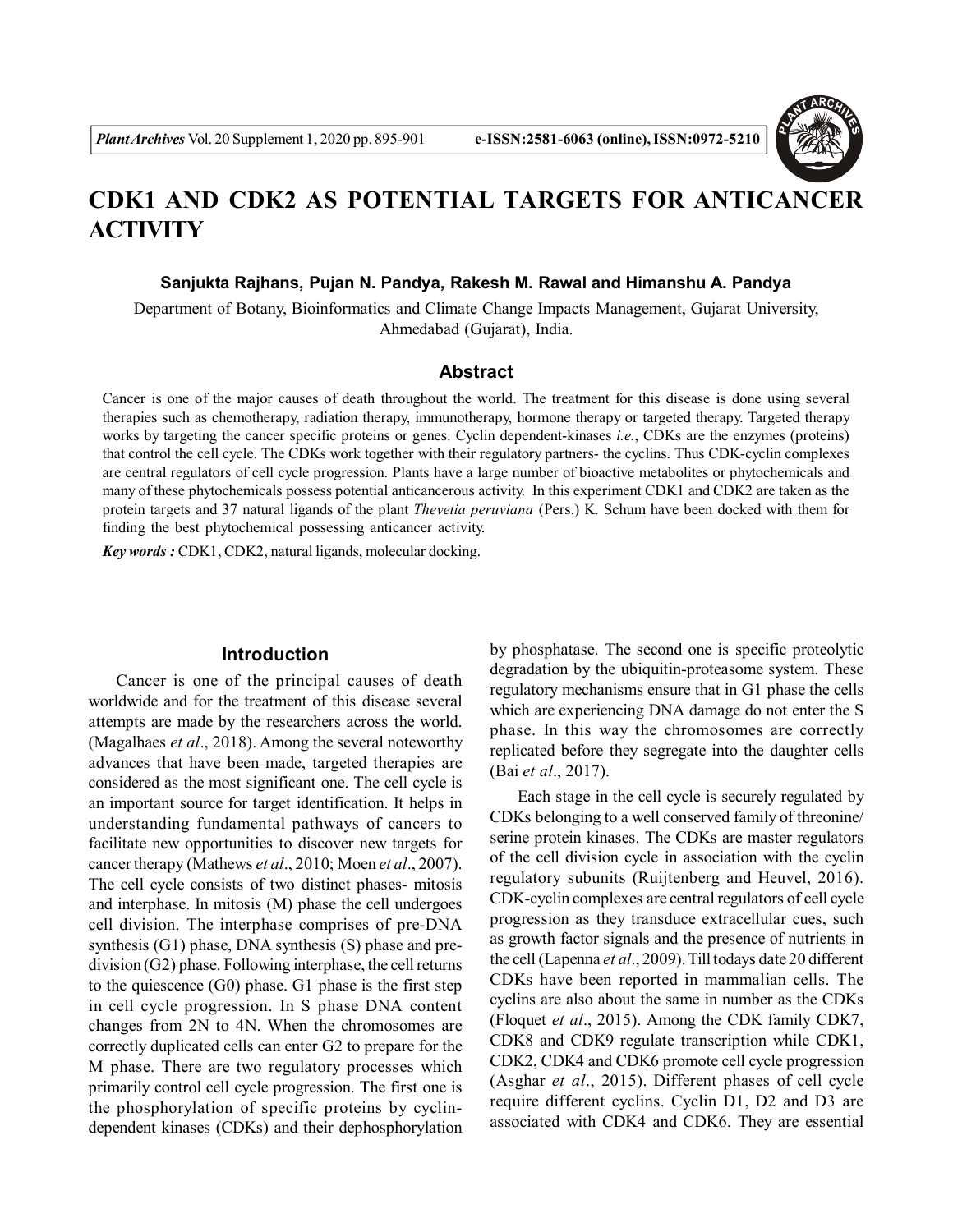# CDK1 AND CDK2 AS POTENTIAL TARGETS FOR ANTICANCER ACTIVITY

**Sanjukta Rajhans, Pujan N. Pandya, Rakesh M. Rawal and Himanshu A. Pandya**

Department of Botany, Bioinformatics and Climate Change Impacts Management, Gujarat University, Ahmedabad (Gujarat), India.

## Abstract

Cancer is one of the major causes of death throughout the world. The treatment for this disease is done using several therapies such as chemotherapy, radiation therapy, immunotherapy, hormone therapy or targeted therapy. Targeted therapy works by targeting the cancer specific proteins or genes. Cyclin dependent-kinases *i.e.*, CDKs are the enzymes (proteins) that control the cell cycle. The CDKs work together with their regulatory partners- the cyclins. Thus CDK-cyclin complexes are central regulators of cell cycle progression. Plants have a large number of bioactive metabolites or phytochemicals and many of these phytochemicals possess potential anticancerous activity. In this experiment CDK1 and CDK2 are taken as the protein targets and 37 natural ligands of the plant *Thevetia peruviana* (Pers.) K. Schum have been docked with them for finding the best phytochemical possessing anticancer activity.

***Key words :*** CDK1, CDK2, natural ligands, molecular docking.

## Introduction

Cancer is one of the principal causes of death worldwide and for the treatment of this disease several attempts are made by the researchers across the world. (Magalhaes *et al*., 2018). Among the several noteworthy advances that have been made, targeted therapies are considered as the most significant one. The cell cycle is an important source for target identification. It helps in understanding fundamental pathways of cancers to facilitate new opportunities to discover new targets for cancer therapy (Mathews *et al*., 2010; Moen *et al*., 2007). The cell cycle consists of two distinct phases- mitosis and interphase. In mitosis (M) phase the cell undergoes cell division. The interphase comprises of pre-DNA synthesis (G1) phase, DNA synthesis (S) phase and pre-division (G2) phase. Following interphase, the cell returns to the quiescence (G0) phase. G1 phase is the first step in cell cycle progression. In S phase DNA content changes from 2N to 4N. When the chromosomes are correctly duplicated cells can enter G2 to prepare for the M phase. There are two regulatory processes which primarily control cell cycle progression. The first one is the phosphorylation of specific proteins by cyclin-dependent kinases (CDKs) and their dephosphorylation by phosphatase. The second one is specific proteolytic degradation by the ubiquitin-proteasome system. These regulatory mechanisms ensure that in G1 phase the cells which are experiencing DNA damage do not enter the S phase. In this way the chromosomes are correctly replicated before they segregate into the daughter cells (Bai *et al*., 2017).

Each stage in the cell cycle is securely regulated by CDKs belonging to a well conserved family of threonine/serine protein kinases. The CDKs are master regulators of the cell division cycle in association with the cyclin regulatory subunits (Ruijtenberg and Heuvel, 2016). CDK-cyclin complexes are central regulators of cell cycle progression as they transduce extracellular cues, such as growth factor signals and the presence of nutrients in the cell (Lapenna *et al*., 2009). Till todays date 20 different CDKs have been reported in mammalian cells. The cyclins are also about the same in number as the CDKs (Floquet *et al*., 2015). Among the CDK family CDK7, CDK8 and CDK9 regulate transcription while CDK1, CDK2, CDK4 and CDK6 promote cell cycle progression (Asghar *et al*., 2015). Different phases of cell cycle require different cyclins. Cyclin D1, D2 and D3 are associated with CDK4 and CDK6. They are essential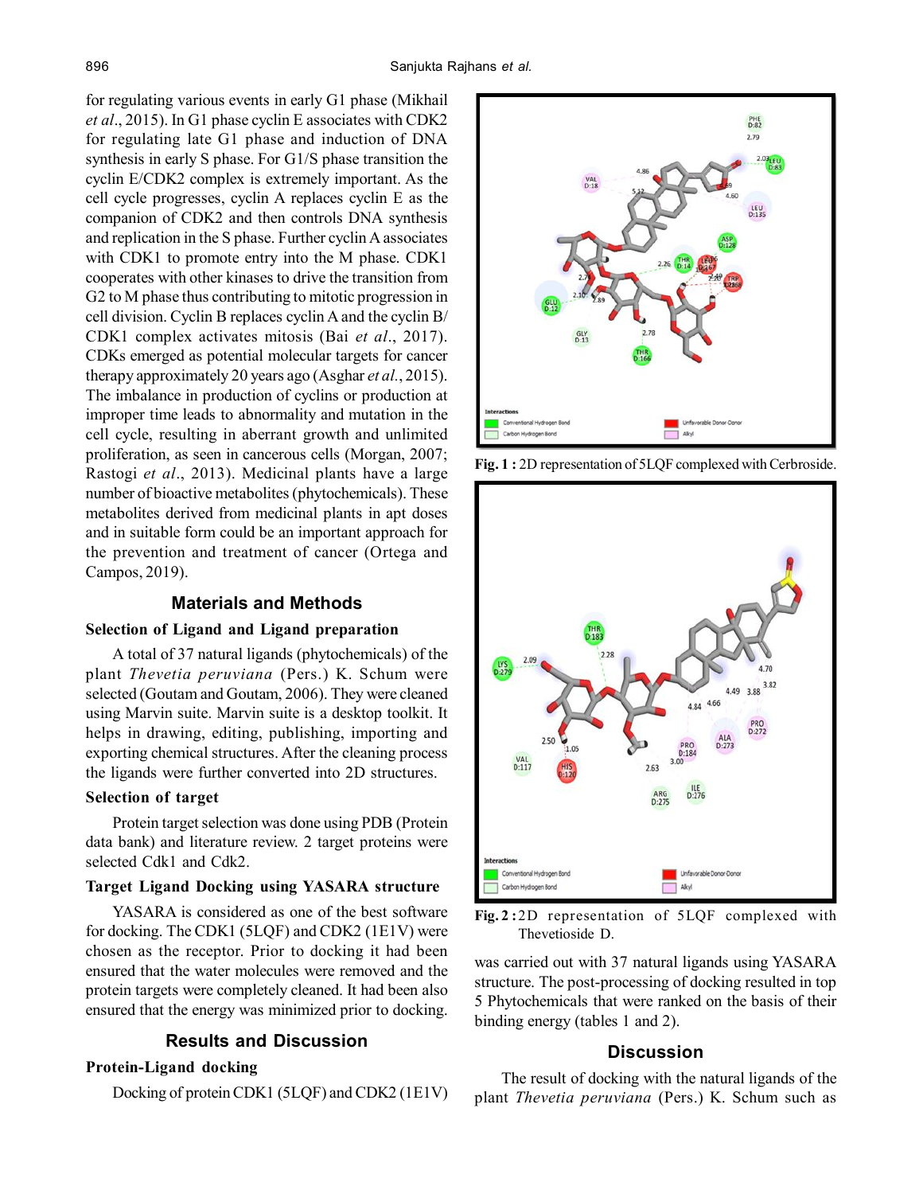for regulating various events in early G1 phase (Mikhail *et al*., 2015). In G1 phase cyclin E associates with CDK2 for regulating late G1 phase and induction of DNA synthesis in early S phase. For G1/S phase transition the cyclin E/CDK2 complex is extremely important. As the cell cycle progresses, cyclin A replaces cyclin E as the companion of CDK2 and then controls DNA synthesis and replication in the S phase. Further cyclin A associates with CDK1 to promote entry into the M phase. CDK1 cooperates with other kinases to drive the transition from G2 to M phase thus contributing to mitotic progression in cell division. Cyclin B replaces cyclin A and the cyclin B/CDK1 complex activates mitosis (Bai *et al*., 2017). CDKs emerged as potential molecular targets for cancer therapy approximately 20 years ago (Asghar *et al*., 2015). The imbalance in production of cyclins or production at improper time leads to abnormality and mutation in the cell cycle, resulting in aberrant growth and unlimited proliferation, as seen in cancerous cells (Morgan, 2007; Rastogi *et al*., 2013). Medicinal plants have a large number of bioactive metabolites (phytochemicals). These metabolites derived from medicinal plants in apt doses and in suitable form could be an important approach for the prevention and treatment of cancer (Ortega and Campos, 2019).

## Materials and Methods

### Selection of Ligand and Ligand preparation

A total of 37 natural ligands (phytochemicals) of the plant *Thevetia peruviana* (Pers.) K. Schum were selected (Goutam and Goutam, 2006). They were cleaned using Marvin suite. Marvin suite is a desktop toolkit. It helps in drawing, editing, publishing, importing and exporting chemical structures. After the cleaning process the ligands were further converted into 2D structures.

### Selection of target

Protein target selection was done using PDB (Protein data bank) and literature review. 2 target proteins were selected Cdk1 and Cdk2.

### Target Ligand Docking using YASARA structure

YASARA is considered as one of the best software for docking. The CDK1 (5LQF) and CDK2 (1E1V) were chosen as the receptor. Prior to docking it had been ensured that the water molecules were removed and the protein targets were completely cleaned. It had been also ensured that the energy was minimized prior to docking.

## Results and Discussion

### Protein-Ligand docking

Docking of protein CDK1 (5LQF) and CDK2 (1E1V) was carried out with 37 natural ligands using YASARA structure. The post-processing of docking resulted in top 5 Phytochemicals that were ranked on the basis of their binding energy (tables 1 and 2).

**Fig. 1 :** 2D representation of 5LQF complexed with Cerbroside.

**Fig. 2 :** 2D representation of 5LQF complexed with Thevetioside D.

## Discussion

The result of docking with the natural ligands of the plant *Thevetia peruviana* (Pers.) K. Schum such as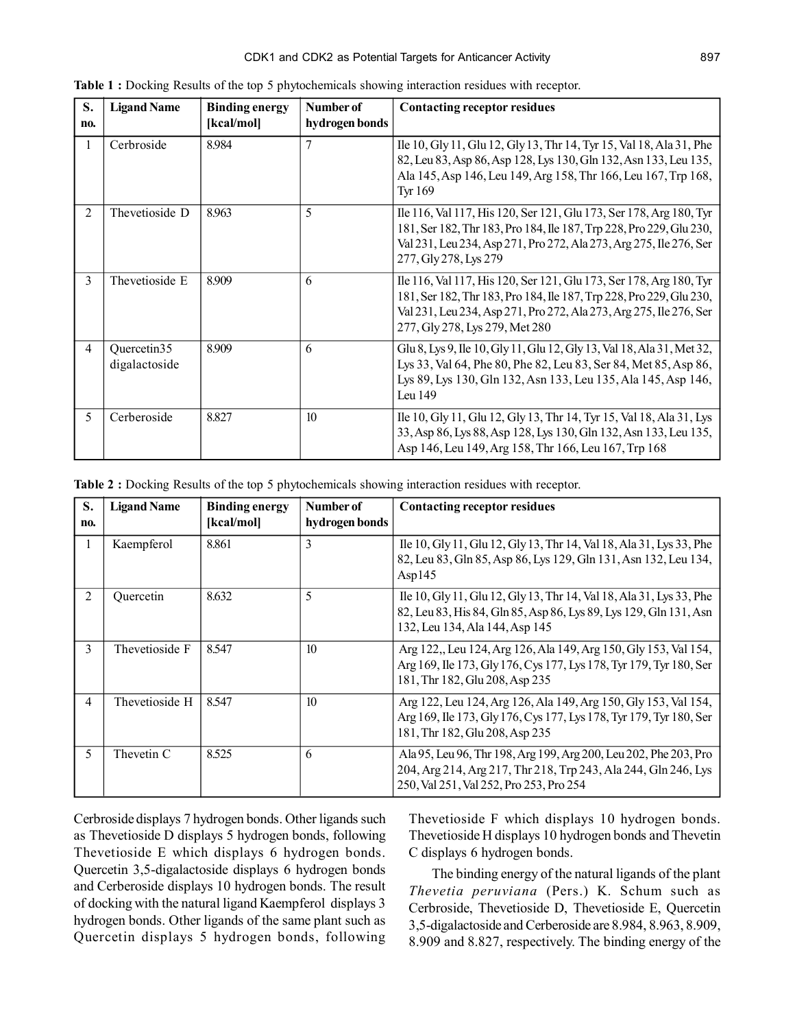**Table 1 :** Docking Results of the top 5 phytochemicals showing interaction residues with receptor.

| S. no. | Ligand Name | Binding energy [kcal/mol] | Number of hydrogen bonds | Contacting receptor residues |
|---|---|---|---|---|
| 1 | Cerbroside | 8.984 | 7 | Ile 10, Gly 11, Glu 12, Gly 13, Thr 14, Tyr 15, Val 18, Ala 31, Phe 82, Leu 83, Asp 86, Asp 128, Lys 130, Gln 132, Asn 133, Leu 135, Ala 145, Asp 146, Leu 149, Arg 158, Thr 166, Leu 167, Trp 168, Tyr 169 |
| 2 | Thevetioside D | 8.963 | 5 | Ile 116, Val 117, His 120, Ser 121, Glu 173, Ser 178, Arg 180, Tyr 181, Ser 182, Thr 183, Pro 184, Ile 187, Trp 228, Pro 229, Glu 230, Val 231, Leu 234, Asp 271, Pro 272, Ala 273, Arg 275, Ile 276, Ser 277, Gly 278, Lys 279 |
| 3 | Thevetioside E | 8.909 | 6 | Ile 116, Val 117, His 120, Ser 121, Glu 173, Ser 178, Arg 180, Tyr 181, Ser 182, Thr 183, Pro 184, Ile 187, Trp 228, Pro 229, Glu 230, Val 231, Leu 234, Asp 271, Pro 272, Ala 273, Arg 275, Ile 276, Ser 277, Gly 278, Lys 279, Met 280 |
| 4 | Quercetin35 digalactoside | 8.909 | 6 | Glu 8, Lys 9, Ile 10, Gly 11, Glu 12, Gly 13, Val 18, Ala 31, Met 32, Lys 33, Val 64, Phe 80, Phe 82, Leu 83, Ser 84, Met 85, Asp 86, Lys 89, Lys 130, Gln 132, Asn 133, Leu 135, Ala 145, Asp 146, Leu 149 |
| 5 | Cerberoside | 8.827 | 10 | Ile 10, Gly 11, Glu 12, Gly 13, Thr 14, Tyr 15, Val 18, Ala 31, Lys 33, Asp 86, Lys 88, Asp 128, Lys 130, Gln 132, Asn 133, Leu 135, Asp 146, Leu 149, Arg 158, Thr 166, Leu 167, Trp 168 |

**Table 2 :** Docking Results of the top 5 phytochemicals showing interaction residues with receptor.

| S. no. | Ligand Name | Binding energy [kcal/mol] | Number of hydrogen bonds | Contacting receptor residues |
|---|---|---|---|---|
| 1 | Kaempferol | 8.861 | 3 | Ile 10, Gly 11, Glu 12, Gly 13, Thr 14, Val 18, Ala 31, Lys 33, Phe 82, Leu 83, Gln 85, Asp 86, Lys 129, Gln 131, Asn 132, Leu 134, Asp145 |
| 2 | Quercetin | 8.632 | 5 | Ile 10, Gly 11, Glu 12, Gly 13, Thr 14, Val 18, Ala 31, Lys 33, Phe 82, Leu 83, His 84, Gln 85, Asp 86, Lys 89, Lys 129, Gln 131, Asn 132, Leu 134, Ala 144, Asp 145 |
| 3 | Thevetioside F | 8.547 | 10 | Arg 122,, Leu 124, Arg 126, Ala 149, Arg 150, Gly 153, Val 154, Arg 169, Ile 173, Gly 176, Cys 177, Lys 178, Tyr 179, Tyr 180, Ser 181, Thr 182, Glu 208, Asp 235 |
| 4 | Thevetioside H | 8.547 | 10 | Arg 122, Leu 124, Arg 126, Ala 149, Arg 150, Gly 153, Val 154, Arg 169, Ile 173, Gly 176, Cys 177, Lys 178, Tyr 179, Tyr 180, Ser 181, Thr 182, Glu 208, Asp 235 |
| 5 | Thevetin C | 8.525 | 6 | Ala 95, Leu 96, Thr 198, Arg 199, Arg 200, Leu 202, Phe 203, Pro 204, Arg 214, Arg 217, Thr 218, Trp 243, Ala 244, Gln 246, Lys 250, Val 251, Val 252, Pro 253, Pro 254 |

Cerbroside displays 7 hydrogen bonds. Other ligands such as Thevetioside D displays 5 hydrogen bonds, following Thevetioside E which displays 6 hydrogen bonds. Quercetin 3,5-digalactoside displays 6 hydrogen bonds and Cerberoside displays 10 hydrogen bonds. The result of docking with the natural ligand Kaempferol displays 3 hydrogen bonds. Other ligands of the same plant such as Quercetin displays 5 hydrogen bonds, following Thevetioside F which displays 10 hydrogen bonds. Thevetioside H displays 10 hydrogen bonds and Thevetin C displays 6 hydrogen bonds.

The binding energy of the natural ligands of the plant *Thevetia peruviana* (Pers.) K. Schum such as Cerbroside, Thevetioside D, Thevetioside E, Quercetin 3,5-digalactoside and Cerberoside are 8.984, 8.963, 8.909, 8.909 and 8.827, respectively. The binding energy of the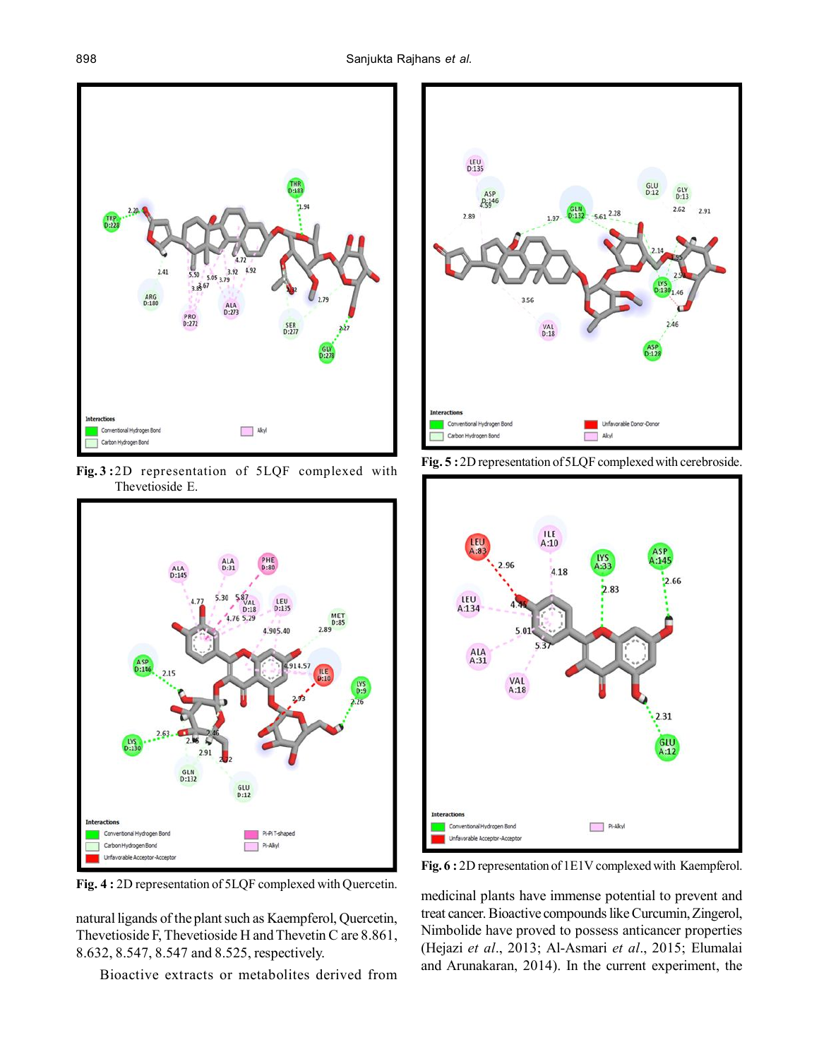Fig. 3 : 2D representation of 5LQF complexed with Thevetioside E.

Fig. 4 : 2D representation of 5LQF complexed with Quercetin.

natural ligands of the plant such as Kaempferol, Quercetin, Thevetioside F, Thevetioside H and Thevetin C are 8.861, 8.632, 8.547, 8.547 and 8.525, respectively.

Bioactive extracts or metabolites derived from medicinal plants have immense potential to prevent and treat cancer. Bioactive compounds like Curcumin, Zingerol, Nimbolide have proved to possess anticancer properties (Hejazi *et al*., 2013; Al-Asmari *et al*., 2015; Elumalai and Arunakaran, 2014). In the current experiment, the

Fig. 5 : 2D representation of 5LQF complexed with cerebroside.

Fig. 6 : 2D representation of 1E1V complexed with Kaempferol.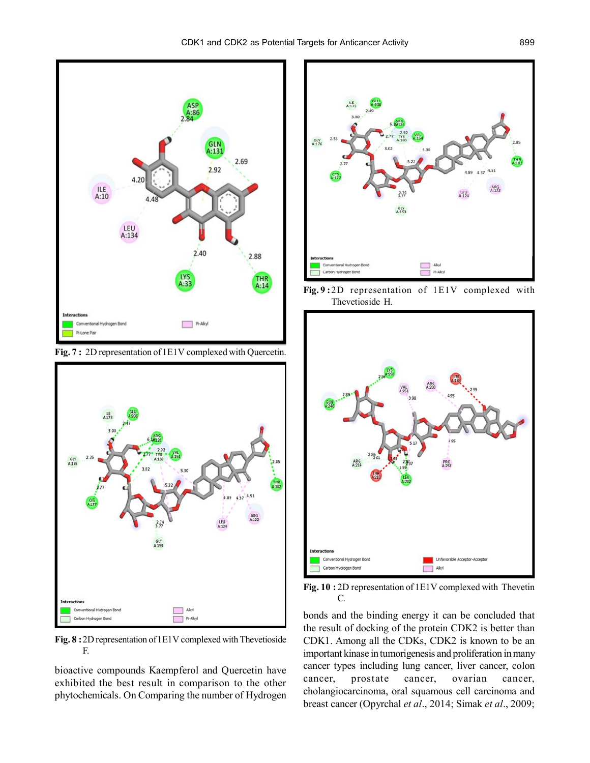Fig. 7 : 2D representation of 1E1V complexed with Quercetin.

Fig. 8 : 2D representation of 1E1V complexed with Thevetioside F.

bioactive compounds Kaempferol and Quercetin have exhibited the best result in comparison to the other phytochemicals. On Comparing the number of Hydrogen

Fig. 9 : 2D representation of 1E1V complexed with Thevetioside H.

Fig. 10 : 2D representation of 1E1V complexed with Thevetin C.

bonds and the binding energy it can be concluded that the result of docking of the protein CDK2 is better than CDK1. Among all the CDKs, CDK2 is known to be an important kinase in tumorigenesis and proliferation in many cancer types including lung cancer, liver cancer, colon cancer, prostate cancer, ovarian cancer, cholangiocarcinoma, oral squamous cell carcinoma and breast cancer (Opyrchal *et al*., 2014; Simak *et al*., 2009;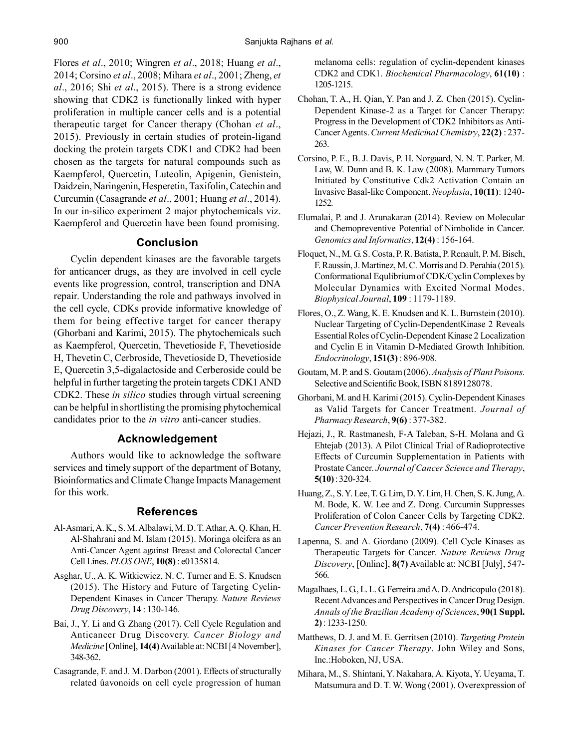Flores *et al*., 2010; Wingren *et al*., 2018; Huang *et al*., 2014; Corsino *et al*., 2008; Mihara *et al*., 2001; Zheng, *et al*., 2016; Shi *et al*., 2015). There is a strong evidence showing that CDK2 is functionally linked with hyper proliferation in multiple cancer cells and is a potential therapeutic target for Cancer therapy (Chohan *et al*., 2015). Previously in certain studies of protein-ligand docking the protein targets CDK1 and CDK2 had been chosen as the targets for natural compounds such as Kaempferol, Quercetin, Luteolin, Apigenin, Genistein, Daidzein, Naringenin, Hesperetin, Taxifolin, Catechin and Curcumin (Casagrande *et al*., 2001; Huang *et al*., 2014). In our in-silico experiment 2 major phytochemicals viz. Kaempferol and Quercetin have been found promising.

## Conclusion

Cyclin dependent kinases are the favorable targets for anticancer drugs, as they are involved in cell cycle events like progression, control, transcription and DNA repair. Understanding the role and pathways involved in the cell cycle, CDKs provide informative knowledge of them for being effective target for cancer therapy (Ghorbani and Karimi, 2015). The phytochemicals such as Kaempferol, Quercetin, Thevetioside F, Thevetioside H, Thevetin C, Cerbroside, Thevetioside D, Thevetioside E, Quercetin 3,5-digalactoside and Cerberoside could be helpful in further targeting the protein targets CDK1 AND CDK2. These *in silico* studies through virtual screening can be helpful in shortlisting the promising phytochemical candidates prior to the *in vitro* anti-cancer studies.

## Acknowledgement

Authors would like to acknowledge the software services and timely support of the department of Botany, Bioinformatics and Climate Change Impacts Management for this work.

## References

Al-Asmari, A. K., S. M. Albalawi, M. D. T. Athar, A. Q. Khan, H. Al-Shahrani and M. Islam (2015). Moringa oleifera as an Anti-Cancer Agent against Breast and Colorectal Cancer Cell Lines. *PLOS ONE*, **10(8)** : e0135814.

Asghar, U., A. K. Witkiewicz, N. C. Turner and E. S. Knudsen (2015). The History and Future of Targeting Cyclin-Dependent Kinases in Cancer Therapy. *Nature Reviews Drug Discovery*, **14** : 130-146.

Bai, J., Y. Li and G. Zhang (2017). Cell Cycle Regulation and Anticancer Drug Discovery. *Cancer Biology and Medicine* [Online], **14(4)** Available at: NCBI [4 November], 348-362.

Casagrande, F. and J. M. Darbon (2001). Effects of structurally related ûavonoids on cell cycle progression of human melanoma cells: regulation of cyclin-dependent kinases CDK2 and CDK1. *Biochemical Pharmacology*, **61(10)** : 1205-1215.

Chohan, T. A., H. Qian, Y. Pan and J. Z. Chen (2015). Cyclin-Dependent Kinase-2 as a Target for Cancer Therapy: Progress in the Development of CDK2 Inhibitors as Anti-Cancer Agents. *Current Medicinal Chemistry*, **22(2)** : 237-263.

Corsino, P. E., B. J. Davis, P. H. Norgaard, N. N. T. Parker, M. Law, W. Dunn and B. K. Law (2008). Mammary Tumors Initiated by Constitutive Cdk2 Activation Contain an Invasive Basal-like Component. *Neoplasia*, **10(11)**: 1240-1252.

Elumalai, P. and J. Arunakaran (2014). Review on Molecular and Chemopreventive Potential of Nimbolide in Cancer. *Genomics and Informatics*, **12(4)** : 156-164.

Floquet, N., M. G. S. Costa, P. R. Batista, P. Renault, P. M. Bisch, F. Raussin, J. Martinez, M. C. Morris and D. Perahia (2015). Conformational Equlibrium of CDK/Cyclin Complexes by Molecular Dynamics with Excited Normal Modes. *Biophysical Journal*, **109** : 1179-1189.

Flores, O., Z. Wang, K. E. Knudsen and K. L. Burnstein (2010). Nuclear Targeting of Cyclin-DependentKinase 2 Reveals Essential Roles of Cyclin-Dependent Kinase 2 Localization and Cyclin E in Vitamin D-Mediated Growth Inhibition. *Endocrinology*, **151(3)** : 896-908.

Goutam, M. P. and S. Goutam (2006). *Analysis of Plant Poisons*. Selective and Scientific Book, ISBN 8189128078.

Ghorbani, M. and H. Karimi (2015). Cyclin-Dependent Kinases as Valid Targets for Cancer Treatment. *Journal of Pharmacy Research*, **9(6)** : 377-382.

Hejazi, J., R. Rastmanesh, F-A Taleban, S-H. Molana and G. Ehtejab (2013). A Pilot Clinical Trial of Radioprotective Effects of Curcumin Supplementation in Patients with Prostate Cancer. *Journal of Cancer Science and Therapy*, **5(10)** : 320-324.

Huang, Z., S. Y. Lee, T. G. Lim, D. Y. Lim, H. Chen, S. K. Jung, A. M. Bode, K. W. Lee and Z. Dong. Curcumin Suppresses Proliferation of Colon Cancer Cells by Targeting CDK2. *Cancer Prevention Research*, **7(4)** : 466-474.

Lapenna, S. and A. Giordano (2009). Cell Cycle Kinases as Therapeutic Targets for Cancer. *Nature Reviews Drug Discovery*, [Online], **8(7)** Available at: NCBI [July], 547-566.

Magalhaes, L. G., L. L. G. Ferreira and A. D. Andricopulo (2018). Recent Advances and Perspectives in Cancer Drug Design. *Annals of the Brazilian Academy of Sciences*, **90(1 Suppl. 2)** : 1233-1250.

Matthews, D. J. and M. E. Gerritsen (2010). *Targeting Protein Kinases for Cancer Therapy*. John Wiley and Sons, Inc.:Hoboken, NJ, USA.

Mihara, M., S. Shintani, Y. Nakahara, A. Kiyota, Y. Ueyama, T. Matsumura and D. T. W. Wong (2001). Overexpression of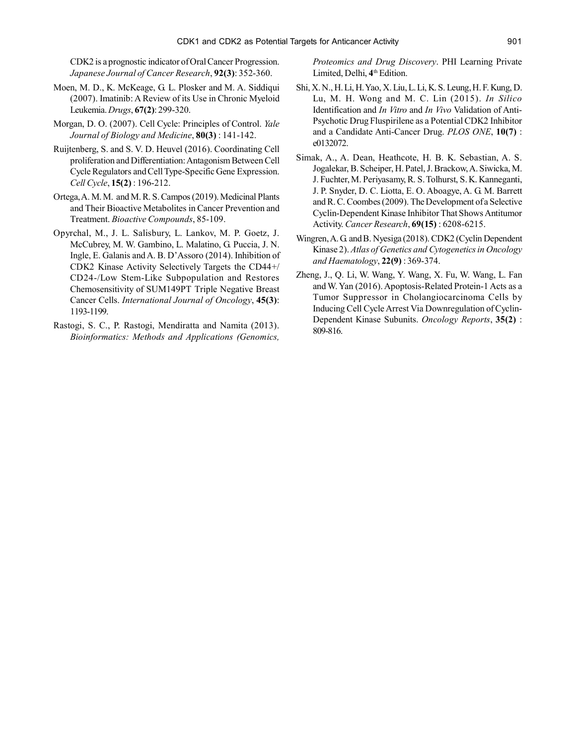CDK2 is a prognostic indicator of Oral Cancer Progression. *Japanese Journal of Cancer Research*, **92(3)**: 352-360.

Moen, M. D., K. McKeage, G. L. Plosker and M. A. Siddiqui (2007). Imatinib: A Review of its Use in Chronic Myeloid Leukemia. *Drugs*, **67(2)**: 299-320.

Morgan, D. O. (2007). Cell Cycle: Principles of Control. *Yale Journal of Biology and Medicine*, **80(3)** : 141-142.

Ruijtenberg, S. and S. V. D. Heuvel (2016). Coordinating Cell proliferation and Differentiation: Antagonism Between Cell Cycle Regulators and Cell Type-Specific Gene Expression. *Cell Cycle*, **15(2)** : 196-212.

Ortega, A. M. M. and M. R. S. Campos (2019). Medicinal Plants and Their Bioactive Metabolites in Cancer Prevention and Treatment. *Bioactive Compounds*, 85-109.

Opyrchal, M., J. L. Salisbury, L. Lankov, M. P. Goetz, J. McCubrey, M. W. Gambino, L. Malatino, G. Puccia, J. N. Ingle, E. Galanis and A. B. D'Assoro (2014). Inhibition of CDK2 Kinase Activity Selectively Targets the CD44+/ CD24-/Low Stem-Like Subpopulation and Restores Chemosensitivity of SUM149PT Triple Negative Breast Cancer Cells. *International Journal of Oncology*, **45(3)**: 1193-1199.

Rastogi, S. C., P. Rastogi, Mendiratta and Namita (2013). *Bioinformatics: Methods and Applications (Genomics, Proteomics and Drug Discovery*. PHI Learning Private Limited, Delhi, **4**th Edition.

Shi, X. N., H. Li, H. Yao, X. Liu, L. Li, K. S. Leung, H. F. Kung, D. Lu, M. H. Wong and M. C. Lin (2015). *In Silico* Identification and *In Vitro* and *In Vivo* Validation of Anti-Psychotic Drug Fluspirilene as a Potential CDK2 Inhibitor and a Candidate Anti-Cancer Drug. *PLOS ONE*, **10(7)** : e0132072.

Simak, A., A. Dean, Heathcote, H. B. K. Sebastian, A. S. Jogalekar, B. Scheiper, H. Patel, J. Brackow, A. Siwicka, M. J. Fuchter, M. Periyasamy, R. S. Tolhurst, S. K. Kanneganti, J. P. Snyder, D. C. Liotta, E. O. Aboagye, A. G. M. Barrett and R. C. Coombes (2009). The Development of a Selective Cyclin-Dependent Kinase Inhibitor That Shows Antitumor Activity. *Cancer Research*, **69(15)** : 6208-6215.

Wingren, A. G. and B. Nyesiga (2018). CDK2 (Cyclin Dependent Kinase 2). *Atlas of Genetics and Cytogenetics in Oncology and Haematology*, **22(9)** : 369-374.

Zheng, J., Q. Li, W. Wang, Y. Wang, X. Fu, W. Wang, L. Fan and W. Yan (2016). Apoptosis-Related Protein-1 Acts as a Tumor Suppressor in Cholangiocarcinoma Cells by Inducing Cell Cycle Arrest Via Downregulation of Cyclin-Dependent Kinase Subunits. *Oncology Reports*, **35(2)** : 809-816.